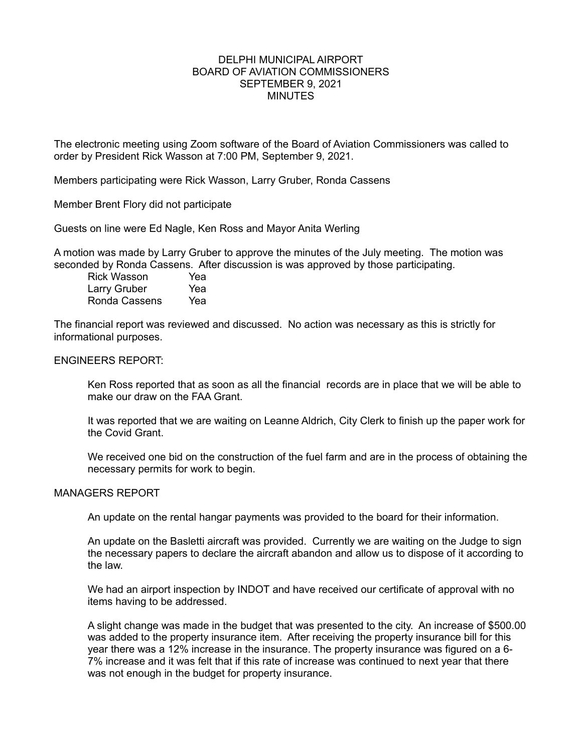# DELPHI MUNICIPAL AIRPORT
## BOARD OF AVIATION COMMISSIONERS
## SEPTEMBER 9, 2021
## MINUTES

The electronic meeting using Zoom software of the Board of Aviation Commissioners was called to order by President Rick Wasson at 7:00 PM, September 9, 2021.

Members participating were Rick Wasson, Larry Gruber, Ronda Cassens

Member Brent Flory did not participate

Guests on line were Ed Nagle, Ken Ross and Mayor Anita Werling

A motion was made by Larry Gruber to approve the minutes of the July meeting. The motion was seconded by Ronda Cassens. After discussion is was approved by those participating.

| | |
|---|---|
| Rick Wasson | Yea |
| Larry Gruber | Yea |
| Ronda Cassens | Yea |

The financial report was reviewed and discussed. No action was necessary as this is strictly for informational purposes.

ENGINEERS REPORT:

Ken Ross reported that as soon as all the financial records are in place that we will be able to make our draw on the FAA Grant.

It was reported that we are waiting on Leanne Aldrich, City Clerk to finish up the paper work for the Covid Grant.

We received one bid on the construction of the fuel farm and are in the process of obtaining the necessary permits for work to begin.

MANAGERS REPORT

An update on the rental hangar payments was provided to the board for their information.

An update on the Basletti aircraft was provided. Currently we are waiting on the Judge to sign the necessary papers to declare the aircraft abandon and allow us to dispose of it according to the law.

We had an airport inspection by INDOT and have received our certificate of approval with no items having to be addressed.

A slight change was made in the budget that was presented to the city. An increase of $500.00 was added to the property insurance item. After receiving the property insurance bill for this year there was a 12% increase in the insurance. The property insurance was figured on a 6-7% increase and it was felt that if this rate of increase was continued to next year that there was not enough in the budget for property insurance.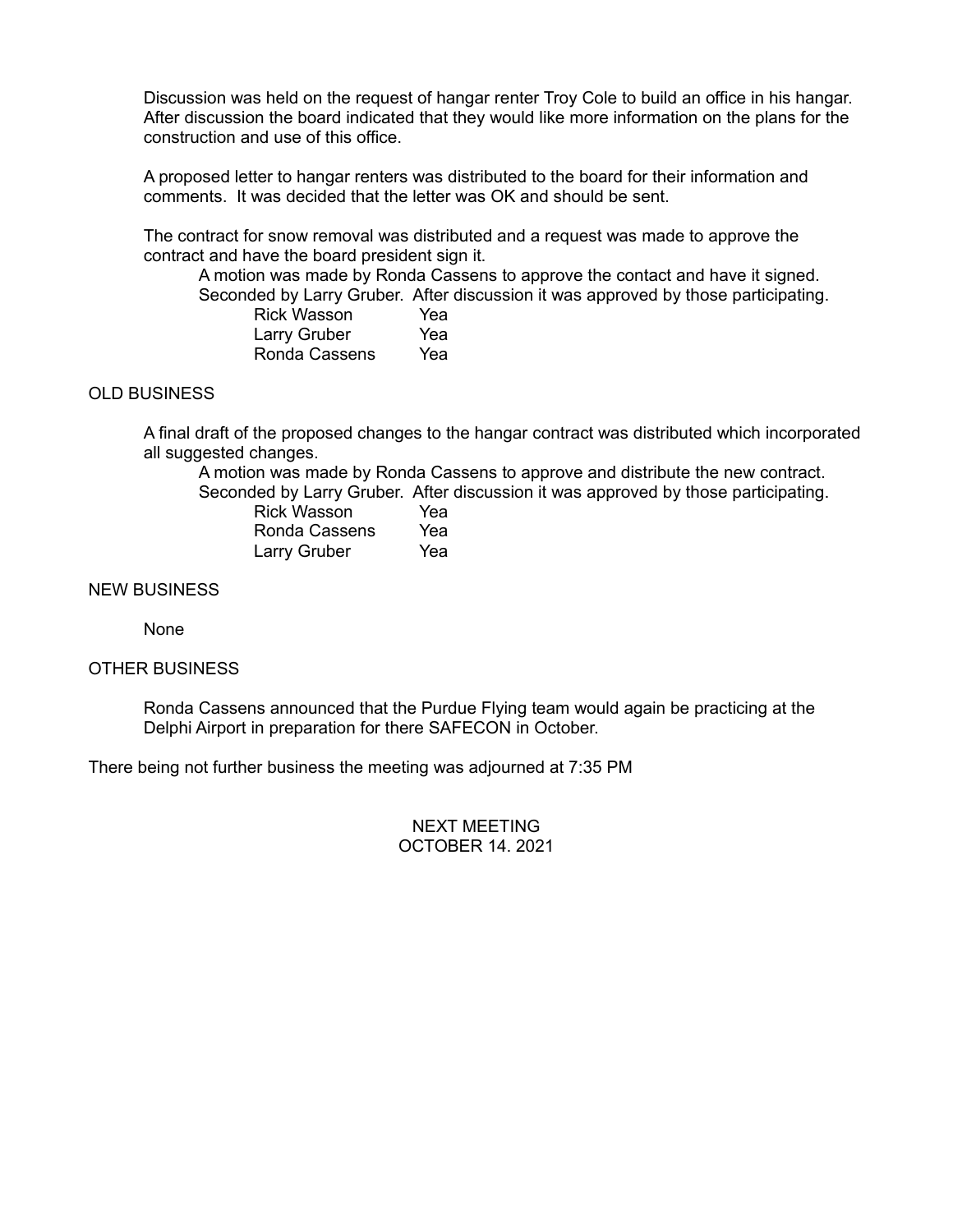Discussion was held on the request of hangar renter Troy Cole to build an office in his hangar. After discussion the board indicated that they would like more information on the plans for the construction and use of this office.

A proposed letter to hangar renters was distributed to the board for their information and comments. It was decided that the letter was OK and should be sent.

The contract for snow removal was distributed and a request was made to approve the contract and have the board president sign it.

A motion was made by Ronda Cassens to approve the contact and have it signed. Seconded by Larry Gruber. After discussion it was approved by those participating.

| | |
|---|---|
| Rick Wasson | Yea |
| Larry Gruber | Yea |
| Ronda Cassens | Yea |

OLD BUSINESS

A final draft of the proposed changes to the hangar contract was distributed which incorporated all suggested changes.

A motion was made by Ronda Cassens to approve and distribute the new contract. Seconded by Larry Gruber. After discussion it was approved by those participating.

| | |
|---|---|
| Rick Wasson | Yea |
| Ronda Cassens | Yea |
| Larry Gruber | Yea |

NEW BUSINESS

None

OTHER BUSINESS

Ronda Cassens announced that the Purdue Flying team would again be practicing at the Delphi Airport in preparation for there SAFECON in October.

There being not further business the meeting was adjourned at 7:35 PM

NEXT MEETING
OCTOBER 14. 2021